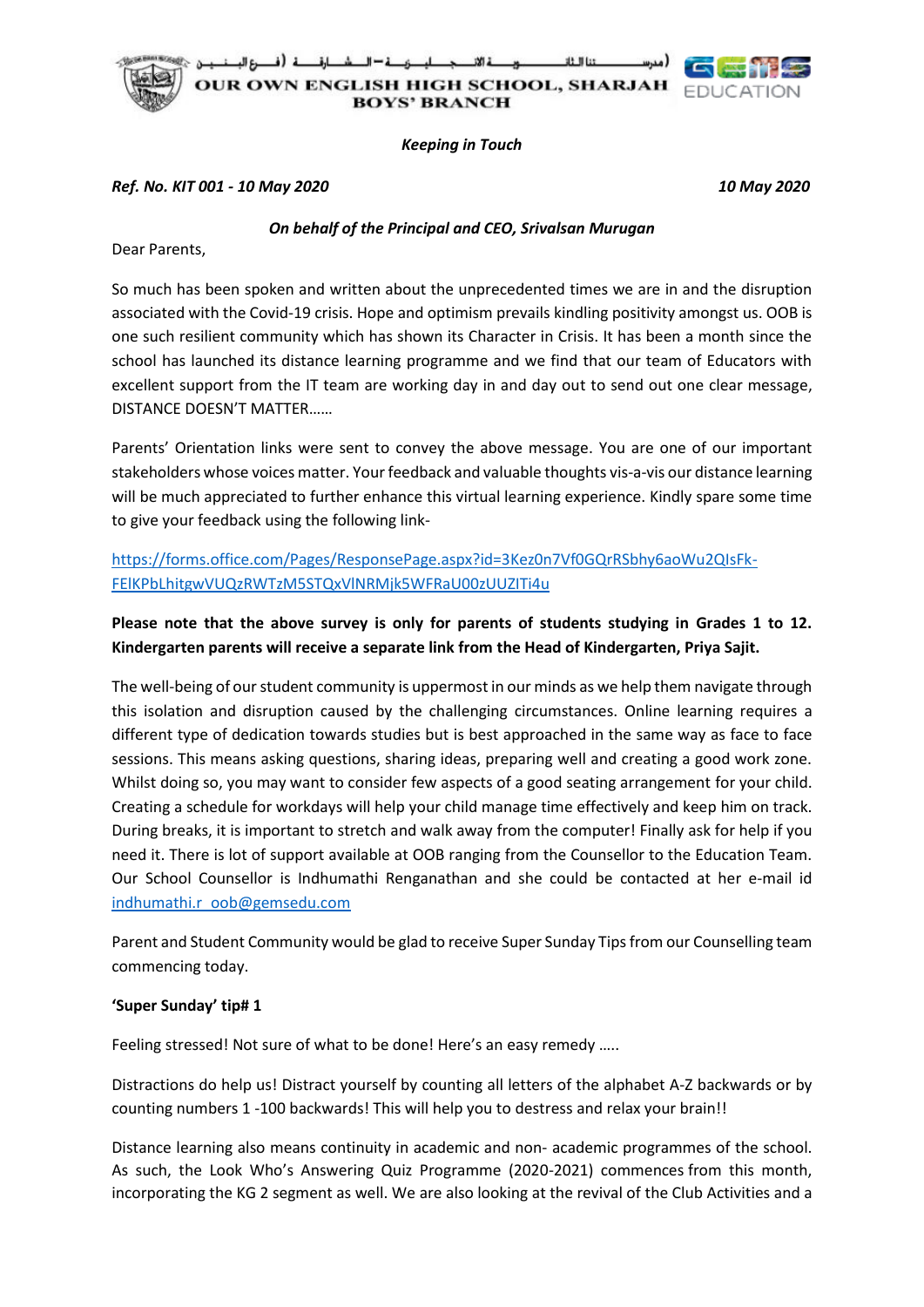مدرسة الثالث الإنجليزية الخاصة – الشارقة (فرع البنين)

**OUR OWN ENGLISH HIGH SCHOOL, SHARJAH**
**BOYS' BRANCH**

GEMS EDUCATION

***Keeping in Touch***

***Ref. No. KIT 001 - 10 May 2020*** ***10 May 2020***

***On behalf of the Principal and CEO, Srivalsan Murugan***

Dear Parents,

So much has been spoken and written about the unprecedented times we are in and the disruption associated with the Covid-19 crisis. Hope and optimism prevails kindling positivity amongst us. OOB is one such resilient community which has shown its Character in Crisis. It has been a month since the school has launched its distance learning programme and we find that our team of Educators with excellent support from the IT team are working day in and day out to send out one clear message, DISTANCE DOESN'T MATTER……

Parents' Orientation links were sent to convey the above message. You are one of our important stakeholders whose voices matter. Your feedback and valuable thoughts vis-a-vis our distance learning will be much appreciated to further enhance this virtual learning experience. Kindly spare some time to give your feedback using the following link-

https://forms.office.com/Pages/ResponsePage.aspx?id=3Kez0n7Vf0GQrRSbhy6aoWu2QIsFk-FElKPbLhitgwVUQzRWTzM5STQxVlNRMjk5WFRaU00zUUZITi4u

**Please note that the above survey is only for parents of students studying in Grades 1 to 12. Kindergarten parents will receive a separate link from the Head of Kindergarten, Priya Sajit.**

The well-being of our student community is uppermost in our minds as we help them navigate through this isolation and disruption caused by the challenging circumstances. Online learning requires a different type of dedication towards studies but is best approached in the same way as face to face sessions. This means asking questions, sharing ideas, preparing well and creating a good work zone. Whilst doing so, you may want to consider few aspects of a good seating arrangement for your child. Creating a schedule for workdays will help your child manage time effectively and keep him on track. During breaks, it is important to stretch and walk away from the computer! Finally ask for help if you need it. There is lot of support available at OOB ranging from the Counsellor to the Education Team. Our School Counsellor is Indhumathi Renganathan and she could be contacted at her e-mail id indhumathi.r_oob@gemsedu.com

Parent and Student Community would be glad to receive Super Sunday Tips from our Counselling team commencing today.

**'Super Sunday' tip# 1**

Feeling stressed! Not sure of what to be done! Here's an easy remedy …..

Distractions do help us! Distract yourself by counting all letters of the alphabet A-Z backwards or by counting numbers 1 -100 backwards! This will help you to destress and relax your brain!!

Distance learning also means continuity in academic and non- academic programmes of the school. As such, the Look Who's Answering Quiz Programme (2020-2021) commences from this month, incorporating the KG 2 segment as well. We are also looking at the revival of the Club Activities and a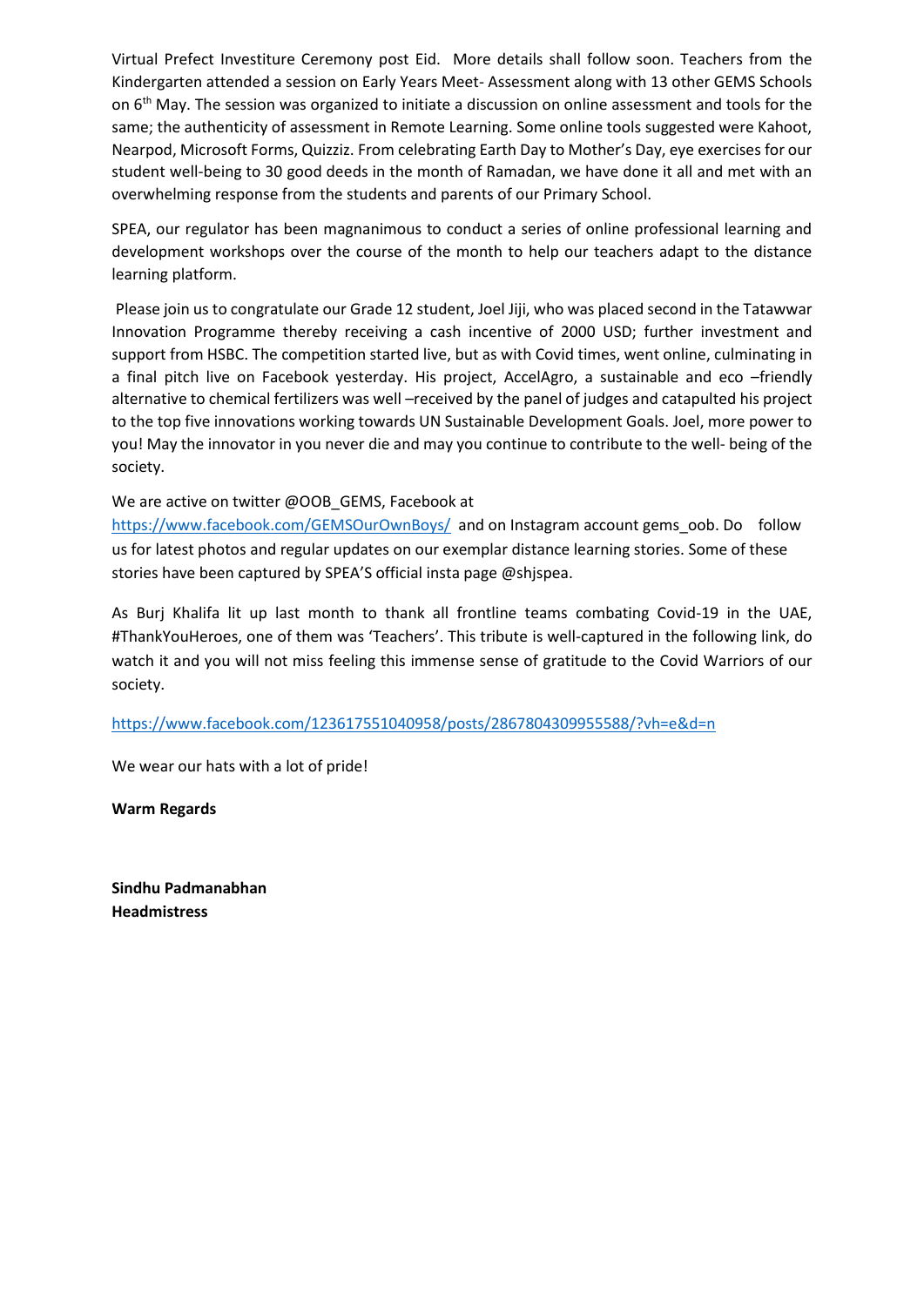Virtual Prefect Investiture Ceremony post Eid. More details shall follow soon. Teachers from the Kindergarten attended a session on Early Years Meet- Assessment along with 13 other GEMS Schools on 6th May. The session was organized to initiate a discussion on online assessment and tools for the same; the authenticity of assessment in Remote Learning. Some online tools suggested were Kahoot, Nearpod, Microsoft Forms, Quizziz. From celebrating Earth Day to Mother's Day, eye exercises for our student well-being to 30 good deeds in the month of Ramadan, we have done it all and met with an overwhelming response from the students and parents of our Primary School.

SPEA, our regulator has been magnanimous to conduct a series of online professional learning and development workshops over the course of the month to help our teachers adapt to the distance learning platform.

Please join us to congratulate our Grade 12 student, Joel Jiji, who was placed second in the Tatawwar Innovation Programme thereby receiving a cash incentive of 2000 USD; further investment and support from HSBC. The competition started live, but as with Covid times, went online, culminating in a final pitch live on Facebook yesterday. His project, AccelAgro, a sustainable and eco –friendly alternative to chemical fertilizers was well –received by the panel of judges and catapulted his project to the top five innovations working towards UN Sustainable Development Goals. Joel, more power to you! May the innovator in you never die and may you continue to contribute to the well- being of the society.

We are active on twitter @OOB_GEMS, Facebook at https://www.facebook.com/GEMSOurOwnBoys/ and on Instagram account gems_oob. Do follow us for latest photos and regular updates on our exemplar distance learning stories. Some of these stories have been captured by SPEA'S official insta page @shjspea.

As Burj Khalifa lit up last month to thank all frontline teams combating Covid-19 in the UAE, #ThankYouHeroes, one of them was 'Teachers'. This tribute is well-captured in the following link, do watch it and you will not miss feeling this immense sense of gratitude to the Covid Warriors of our society.

https://www.facebook.com/123617551040958/posts/2867804309955588/?vh=e&d=n

We wear our hats with a lot of pride!

**Warm Regards**

**Sindhu Padmanabhan**
**Headmistress**